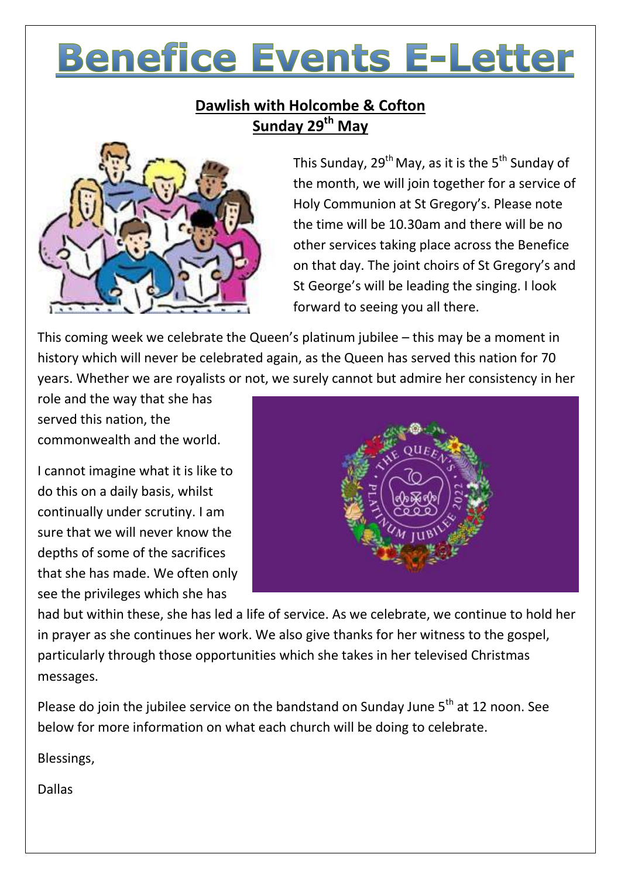# Benefice Events E-Letter

**Dawlish with Holcombe & Cofton**
**Sunday 29th May**

This Sunday, 29th May, as it is the 5th Sunday of the month, we will join together for a service of Holy Communion at St Gregory's. Please note the time will be 10.30am and there will be no other services taking place across the Benefice on that day. The joint choirs of St Gregory's and St George's will be leading the singing. I look forward to seeing you all there.

This coming week we celebrate the Queen's platinum jubilee – this may be a moment in history which will never be celebrated again, as the Queen has served this nation for 70 years. Whether we are royalists or not, we surely cannot but admire her consistency in her role and the way that she has served this nation, the commonwealth and the world.

I cannot imagine what it is like to do this on a daily basis, whilst continually under scrutiny. I am sure that we will never know the depths of some of the sacrifices that she has made. We often only see the privileges which she has had but within these, she has led a life of service. As we celebrate, we continue to hold her in prayer as she continues her work. We also give thanks for her witness to the gospel, particularly through those opportunities which she takes in her televised Christmas messages.

Please do join the jubilee service on the bandstand on Sunday June 5th at 12 noon. See below for more information on what each church will be doing to celebrate.

Blessings,

Dallas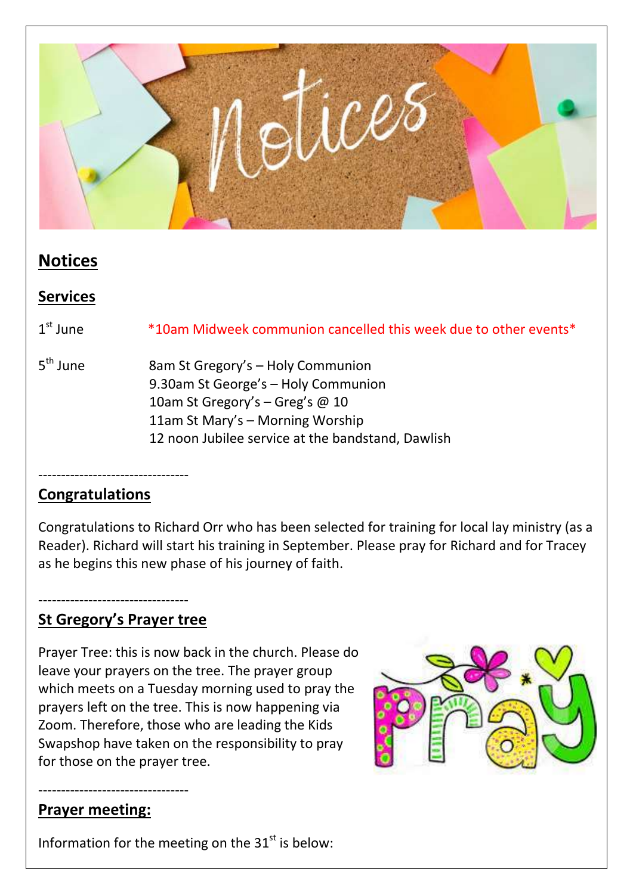## Notices

### Services

| | |
|---|---|
| 1st June | *10am Midweek communion cancelled this week due to other events* |
| 5th June | 8am St Gregory's – Holy Communion<br>9.30am St George's – Holy Communion<br>10am St Gregory's – Greg's @ 10<br>11am St Mary's – Morning Worship<br>12 noon Jubilee service at the bandstand, Dawlish |

---

### Congratulations

Congratulations to Richard Orr who has been selected for training for local lay ministry (as a Reader). Richard will start his training in September. Please pray for Richard and for Tracey as he begins this new phase of his journey of faith.

---

### St Gregory's Prayer tree

Prayer Tree: this is now back in the church. Please do leave your prayers on the tree. The prayer group which meets on a Tuesday morning used to pray the prayers left on the tree. This is now happening via Zoom. Therefore, those who are leading the Kids Swapshop have taken on the responsibility to pray for those on the prayer tree.

---

### Prayer meeting:

Information for the meeting on the 31st is below: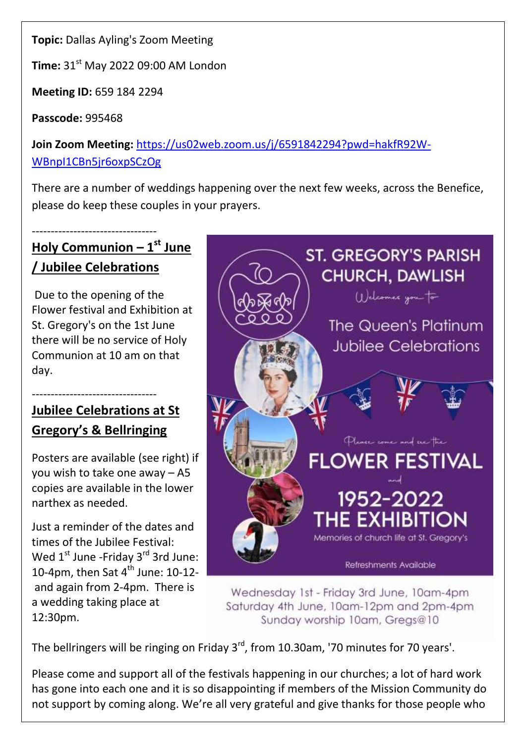**Topic:** Dallas Ayling's Zoom Meeting

**Time:** 31st May 2022 09:00 AM London

**Meeting ID:** 659 184 2294

**Passcode:** 995468

**Join Zoom Meeting:** https://us02web.zoom.us/j/6591842294?pwd=hakfR92W-WBnpI1CBn5jr6oxpSCzOg

There are a number of weddings happening over the next few weeks, across the Benefice, please do keep these couples in your prayers.

---------------------------------

## Holy Communion – 1st June / Jubilee Celebrations

Due to the opening of the Flower festival and Exhibition at St. Gregory's on the 1st June there will be no service of Holy Communion at 10 am on that day.

---------------------------------

## Jubilee Celebrations at St Gregory's & Bellringing

Posters are available (see right) if you wish to take one away – A5 copies are available in the lower narthex as needed.

Just a reminder of the dates and times of the Jubilee Festival: Wed 1st June -Friday 3rd 3rd June: 10-4pm, then Sat 4th June: 10-12- and again from 2-4pm. There is a wedding taking place at 12:30pm.

ST. GREGORY'S PARISH CHURCH, DAWLISH

Welcomes you to

The Queen's Platinum Jubilee Celebrations

Please come and see the

FLOWER FESTIVAL

and

1952-2022 THE EXHIBITION

Memories of church life at St. Gregory's

Refreshments Available

Wednesday 1st - Friday 3rd June, 10am-4pm
Saturday 4th June, 10am-12pm and 2pm-4pm
Sunday worship 10am, Gregs@10

The bellringers will be ringing on Friday 3rd, from 10.30am, '70 minutes for 70 years'.

Please come and support all of the festivals happening in our churches; a lot of hard work has gone into each one and it is so disappointing if members of the Mission Community do not support by coming along. We're all very grateful and give thanks for those people who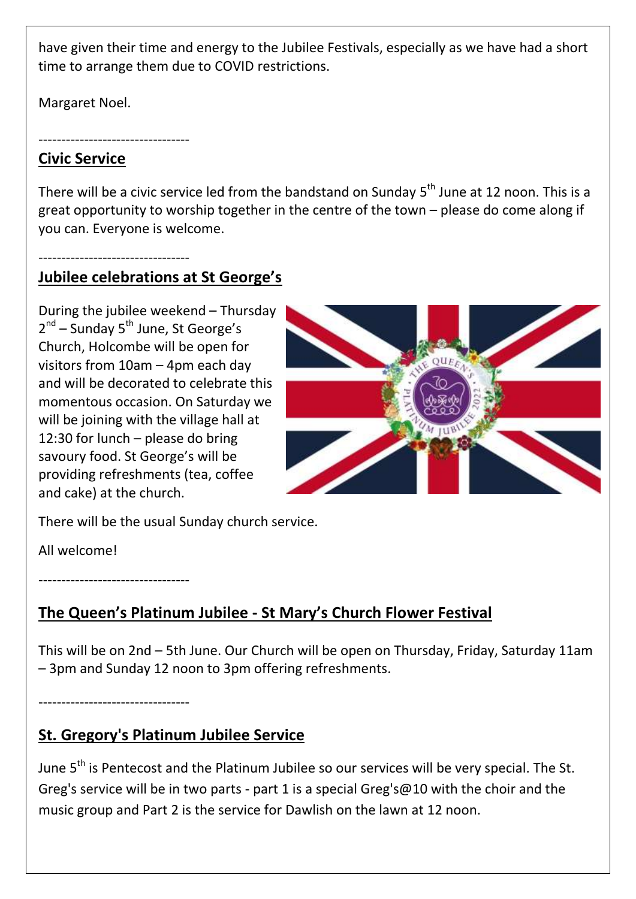have given their time and energy to the Jubilee Festivals, especially as we have had a short time to arrange them due to COVID restrictions.

Margaret Noel.

---------------------------------

## Civic Service

There will be a civic service led from the bandstand on Sunday 5th June at 12 noon. This is a great opportunity to worship together in the centre of the town – please do come along if you can. Everyone is welcome.

---------------------------------

## Jubilee celebrations at St George's

During the jubilee weekend – Thursday 2nd – Sunday 5th June, St George's Church, Holcombe will be open for visitors from 10am – 4pm each day and will be decorated to celebrate this momentous occasion. On Saturday we will be joining with the village hall at 12:30 for lunch – please do bring savoury food. St George's will be providing refreshments (tea, coffee and cake) at the church.

There will be the usual Sunday church service.

All welcome!

---------------------------------

## The Queen's Platinum Jubilee - St Mary's Church Flower Festival

This will be on 2nd – 5th June. Our Church will be open on Thursday, Friday, Saturday 11am – 3pm and Sunday 12 noon to 3pm offering refreshments.

---------------------------------

## St. Gregory's Platinum Jubilee Service

June 5th is Pentecost and the Platinum Jubilee so our services will be very special. The St. Greg's service will be in two parts - part 1 is a special Greg's@10 with the choir and the music group and Part 2 is the service for Dawlish on the lawn at 12 noon.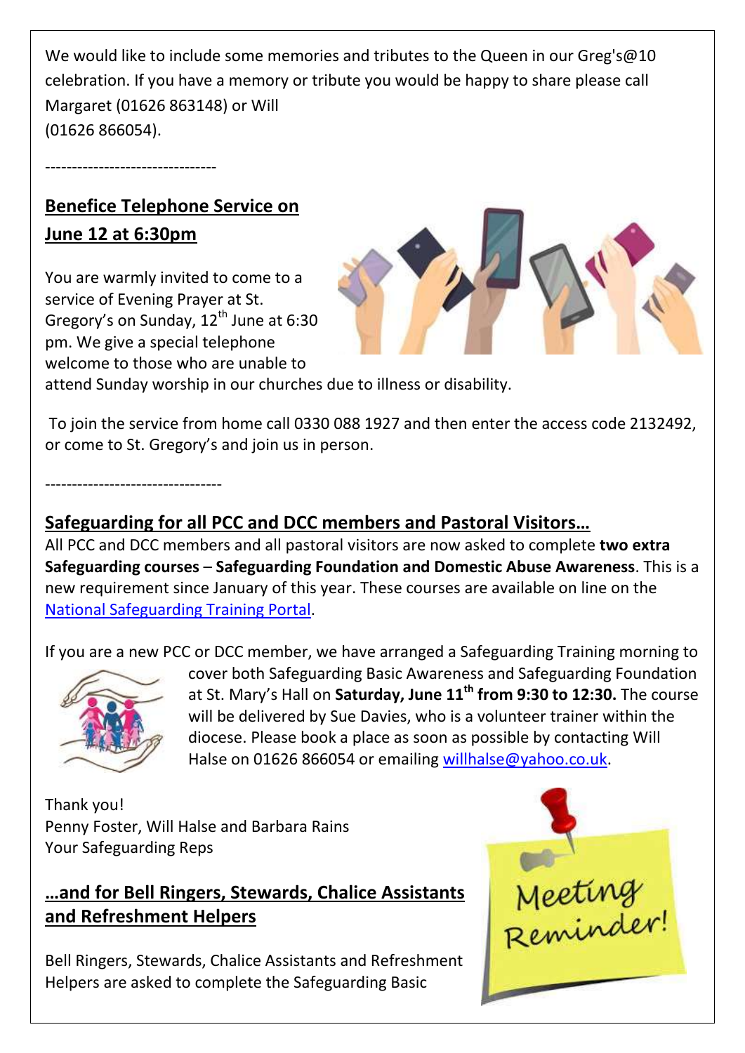We would like to include some memories and tributes to the Queen in our Greg's@10 celebration. If you have a memory or tribute you would be happy to share please call Margaret (01626 863148) or Will (01626 866054).

--------------------------------

## Benefice Telephone Service on June 12 at 6:30pm

You are warmly invited to come to a service of Evening Prayer at St. Gregory's on Sunday, 12th June at 6:30 pm. We give a special telephone welcome to those who are unable to attend Sunday worship in our churches due to illness or disability.

To join the service from home call 0330 088 1927 and then enter the access code 2132492, or come to St. Gregory's and join us in person.

---------------------------------

## Safeguarding for all PCC and DCC members and Pastoral Visitors…

All PCC and DCC members and all pastoral visitors are now asked to complete **two extra Safeguarding courses** – **Safeguarding Foundation and Domestic Abuse Awareness**. This is a new requirement since January of this year. These courses are available on line on the National Safeguarding Training Portal.

If you are a new PCC or DCC member, we have arranged a Safeguarding Training morning to cover both Safeguarding Basic Awareness and Safeguarding Foundation at St. Mary's Hall on **Saturday, June 11th from 9:30 to 12:30.** The course will be delivered by Sue Davies, who is a volunteer trainer within the diocese. Please book a place as soon as possible by contacting Will Halse on 01626 866054 or emailing willhalse@yahoo.co.uk.

Thank you!
Penny Foster, Will Halse and Barbara Rains
Your Safeguarding Reps

## …and for Bell Ringers, Stewards, Chalice Assistants and Refreshment Helpers

Bell Ringers, Stewards, Chalice Assistants and Refreshment Helpers are asked to complete the Safeguarding Basic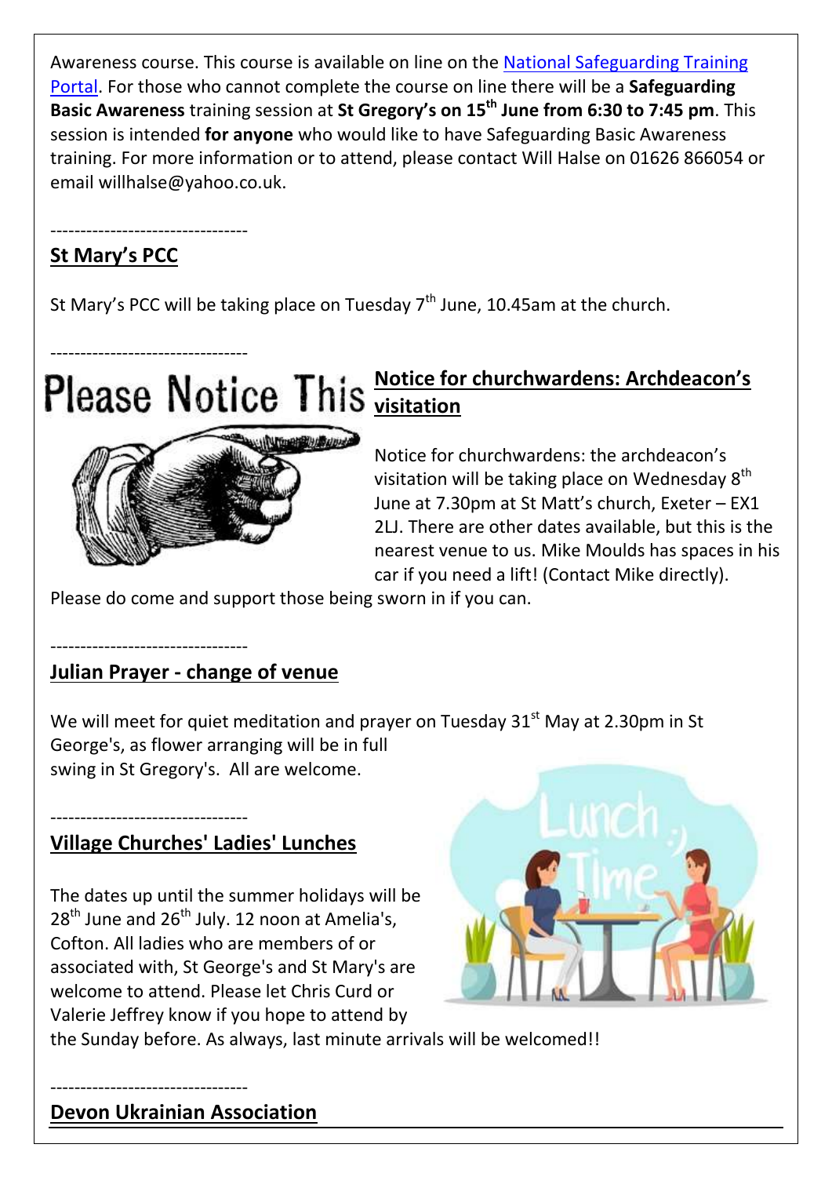Awareness course. This course is available on line on the National Safeguarding Training Portal. For those who cannot complete the course on line there will be a **Safeguarding Basic Awareness** training session at **St Gregory's on 15th June from 6:30 to 7:45 pm**. This session is intended **for anyone** who would like to have Safeguarding Basic Awareness training. For more information or to attend, please contact Will Halse on 01626 866054 or email willhalse@yahoo.co.uk.

---------------------------------

## St Mary's PCC

St Mary's PCC will be taking place on Tuesday 7th June, 10.45am at the church.

---------------------------------

## Notice for churchwardens: Archdeacon's visitation

Notice for churchwardens: the archdeacon's visitation will be taking place on Wednesday 8th June at 7.30pm at St Matt's church, Exeter – EX1 2LJ. There are other dates available, but this is the nearest venue to us. Mike Moulds has spaces in his car if you need a lift! (Contact Mike directly).

Please do come and support those being sworn in if you can.

---------------------------------

## Julian Prayer - change of venue

We will meet for quiet meditation and prayer on Tuesday 31st May at 2.30pm in St George's, as flower arranging will be in full swing in St Gregory's. All are welcome.

---------------------------------

## Village Churches' Ladies' Lunches

The dates up until the summer holidays will be 28th June and 26th July. 12 noon at Amelia's, Cofton. All ladies who are members of or associated with, St George's and St Mary's are welcome to attend. Please let Chris Curd or Valerie Jeffrey know if you hope to attend by the Sunday before. As always, last minute arrivals will be welcomed!!

---------------------------------

## Devon Ukrainian Association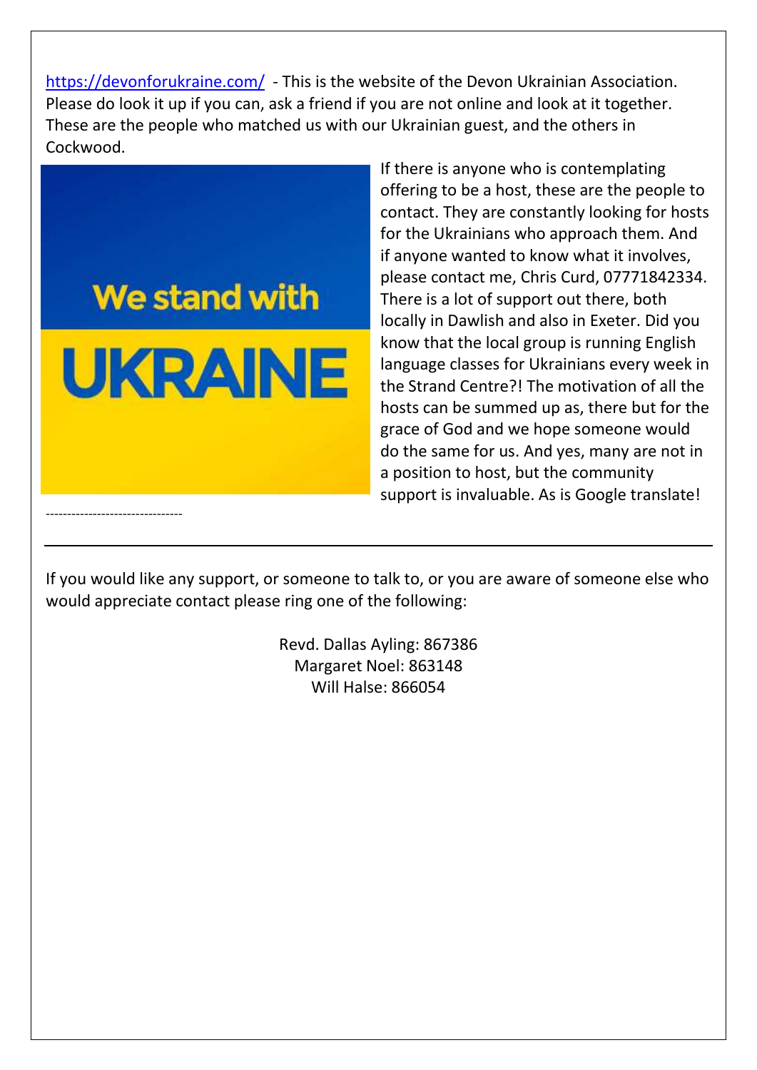https://devonforukraine.com/ - This is the website of the Devon Ukrainian Association. Please do look it up if you can, ask a friend if you are not online and look at it together. These are the people who matched us with our Ukrainian guest, and the others in Cockwood.

If there is anyone who is contemplating offering to be a host, these are the people to contact. They are constantly looking for hosts for the Ukrainians who approach them. And if anyone wanted to know what it involves, please contact me, Chris Curd, 07771842334. There is a lot of support out there, both locally in Dawlish and also in Exeter. Did you know that the local group is running English language classes for Ukrainians every week in the Strand Centre?! The motivation of all the hosts can be summed up as, there but for the grace of God and we hope someone would do the same for us. And yes, many are not in a position to host, but the community support is invaluable. As is Google translate!

--------------------------------

---

If you would like any support, or someone to talk to, or you are aware of someone else who would appreciate contact please ring one of the following:

Revd. Dallas Ayling: 867386
Margaret Noel: 863148
Will Halse: 866054